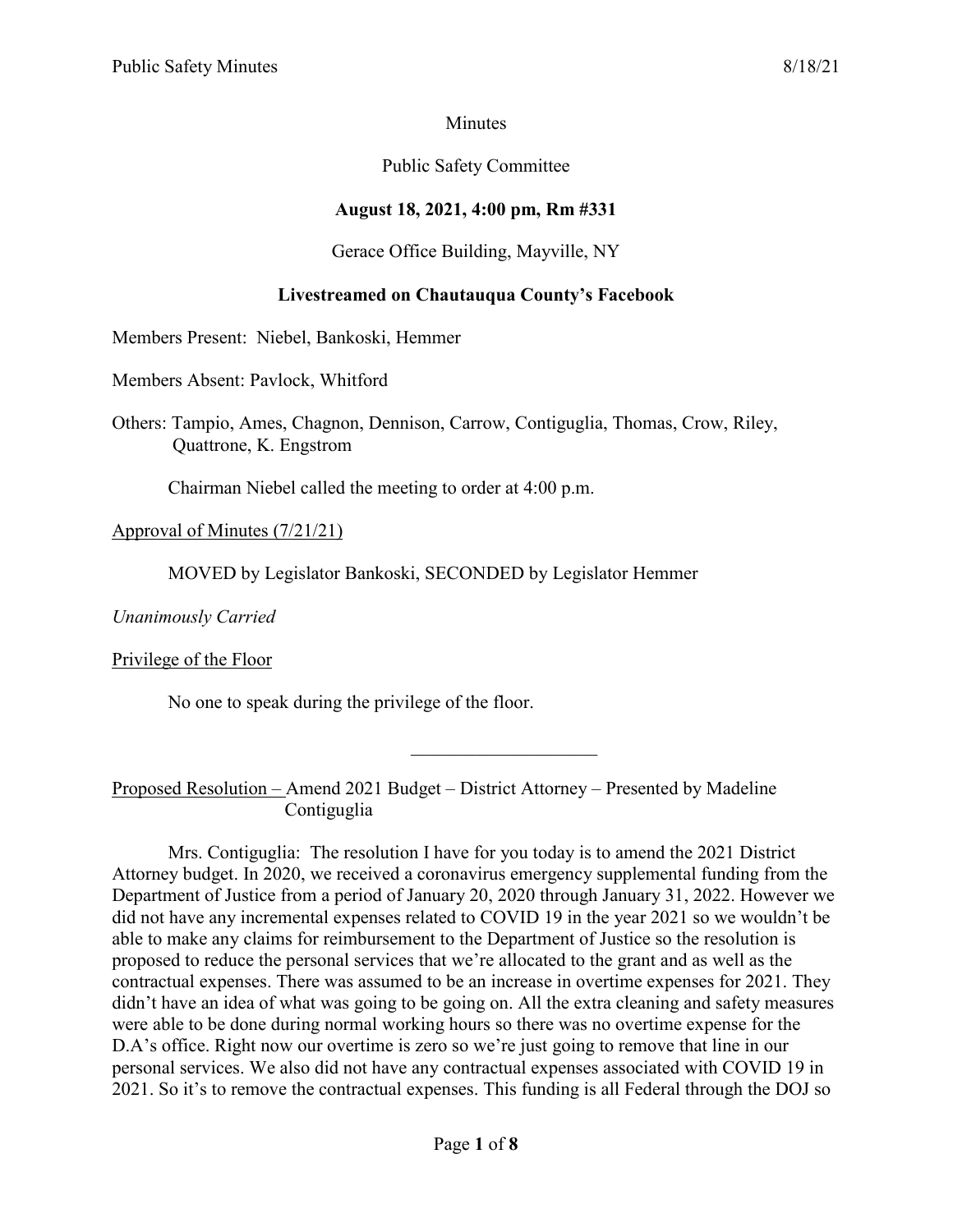Minutes

Public Safety Committee

**August 18, 2021, 4:00 pm, Rm #331**

Gerace Office Building, Mayville, NY

**Livestreamed on Chautauqua County's Facebook**

Members Present: Niebel, Bankoski, Hemmer

Members Absent: Pavlock, Whitford

Others: Tampio, Ames, Chagnon, Dennison, Carrow, Contiguglia, Thomas, Crow, Riley, Quattrone, K. Engstrom

Chairman Niebel called the meeting to order at 4:00 p.m.

Approval of Minutes (7/21/21)

MOVED by Legislator Bankoski, SECONDED by Legislator Hemmer

*Unanimously Carried*

Privilege of the Floor

No one to speak during the privilege of the floor.

---

Proposed Resolution – Amend 2021 Budget – District Attorney – Presented by Madeline Contiguglia

Mrs. Contiguglia: The resolution I have for you today is to amend the 2021 District Attorney budget. In 2020, we received a coronavirus emergency supplemental funding from the Department of Justice from a period of January 20, 2020 through January 31, 2022. However we did not have any incremental expenses related to COVID 19 in the year 2021 so we wouldn't be able to make any claims for reimbursement to the Department of Justice so the resolution is proposed to reduce the personal services that we're allocated to the grant and as well as the contractual expenses. There was assumed to be an increase in overtime expenses for 2021. They didn't have an idea of what was going to be going on. All the extra cleaning and safety measures were able to be done during normal working hours so there was no overtime expense for the D.A's office. Right now our overtime is zero so we're just going to remove that line in our personal services. We also did not have any contractual expenses associated with COVID 19 in 2021. So it's to remove the contractual expenses. This funding is all Federal through the DOJ so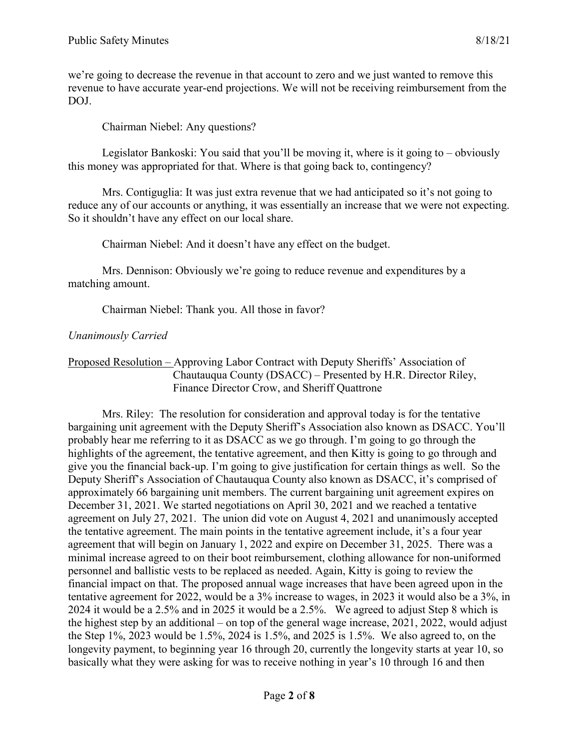we're going to decrease the revenue in that account to zero and we just wanted to remove this revenue to have accurate year-end projections. We will not be receiving reimbursement from the DOJ.

Chairman Niebel: Any questions?

Legislator Bankoski: You said that you'll be moving it, where is it going to – obviously this money was appropriated for that. Where is that going back to, contingency?

Mrs. Contiguglia: It was just extra revenue that we had anticipated so it's not going to reduce any of our accounts or anything, it was essentially an increase that we were not expecting. So it shouldn't have any effect on our local share.

Chairman Niebel: And it doesn't have any effect on the budget.

Mrs. Dennison: Obviously we're going to reduce revenue and expenditures by a matching amount.

Chairman Niebel: Thank you. All those in favor?

*Unanimously Carried*

Proposed Resolution – Approving Labor Contract with Deputy Sheriffs' Association of Chautauqua County (DSACC) – Presented by H.R. Director Riley, Finance Director Crow, and Sheriff Quattrone

Mrs. Riley: The resolution for consideration and approval today is for the tentative bargaining unit agreement with the Deputy Sheriff's Association also known as DSACC. You'll probably hear me referring to it as DSACC as we go through. I'm going to go through the highlights of the agreement, the tentative agreement, and then Kitty is going to go through and give you the financial back-up. I'm going to give justification for certain things as well. So the Deputy Sheriff's Association of Chautauqua County also known as DSACC, it's comprised of approximately 66 bargaining unit members. The current bargaining unit agreement expires on December 31, 2021. We started negotiations on April 30, 2021 and we reached a tentative agreement on July 27, 2021. The union did vote on August 4, 2021 and unanimously accepted the tentative agreement. The main points in the tentative agreement include, it's a four year agreement that will begin on January 1, 2022 and expire on December 31, 2025. There was a minimal increase agreed to on their boot reimbursement, clothing allowance for non-uniformed personnel and ballistic vests to be replaced as needed. Again, Kitty is going to review the financial impact on that. The proposed annual wage increases that have been agreed upon in the tentative agreement for 2022, would be a 3% increase to wages, in 2023 it would also be a 3%, in 2024 it would be a 2.5% and in 2025 it would be a 2.5%. We agreed to adjust Step 8 which is the highest step by an additional – on top of the general wage increase, 2021, 2022, would adjust the Step 1%, 2023 would be 1.5%, 2024 is 1.5%, and 2025 is 1.5%. We also agreed to, on the longevity payment, to beginning year 16 through 20, currently the longevity starts at year 10, so basically what they were asking for was to receive nothing in year's 10 through 16 and then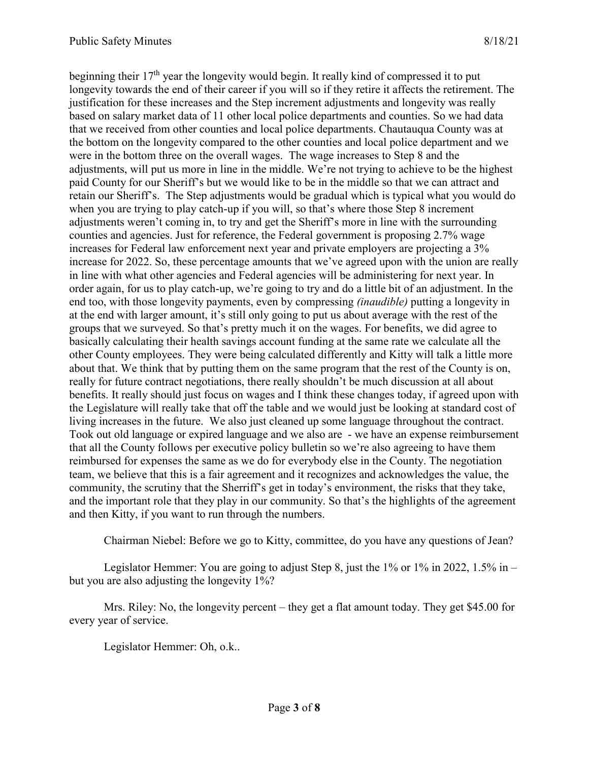beginning their 17th year the longevity would begin. It really kind of compressed it to put longevity towards the end of their career if you will so if they retire it affects the retirement. The justification for these increases and the Step increment adjustments and longevity was really based on salary market data of 11 other local police departments and counties. So we had data that we received from other counties and local police departments. Chautauqua County was at the bottom on the longevity compared to the other counties and local police department and we were in the bottom three on the overall wages. The wage increases to Step 8 and the adjustments, will put us more in line in the middle. We're not trying to achieve to be the highest paid County for our Sheriff's but we would like to be in the middle so that we can attract and retain our Sheriff's. The Step adjustments would be gradual which is typical what you would do when you are trying to play catch-up if you will, so that's where those Step 8 increment adjustments weren't coming in, to try and get the Sheriff's more in line with the surrounding counties and agencies. Just for reference, the Federal government is proposing 2.7% wage increases for Federal law enforcement next year and private employers are projecting a 3% increase for 2022. So, these percentage amounts that we've agreed upon with the union are really in line with what other agencies and Federal agencies will be administering for next year. In order again, for us to play catch-up, we're going to try and do a little bit of an adjustment. In the end too, with those longevity payments, even by compressing *(inaudible)* putting a longevity in at the end with larger amount, it's still only going to put us about average with the rest of the groups that we surveyed. So that's pretty much it on the wages. For benefits, we did agree to basically calculating their health savings account funding at the same rate we calculate all the other County employees. They were being calculated differently and Kitty will talk a little more about that. We think that by putting them on the same program that the rest of the County is on, really for future contract negotiations, there really shouldn't be much discussion at all about benefits. It really should just focus on wages and I think these changes today, if agreed upon with the Legislature will really take that off the table and we would just be looking at standard cost of living increases in the future. We also just cleaned up some language throughout the contract. Took out old language or expired language and we also are - we have an expense reimbursement that all the County follows per executive policy bulletin so we're also agreeing to have them reimbursed for expenses the same as we do for everybody else in the County. The negotiation team, we believe that this is a fair agreement and it recognizes and acknowledges the value, the community, the scrutiny that the Sherriff's get in today's environment, the risks that they take, and the important role that they play in our community. So that's the highlights of the agreement and then Kitty, if you want to run through the numbers.

Chairman Niebel: Before we go to Kitty, committee, do you have any questions of Jean?

Legislator Hemmer: You are going to adjust Step 8, just the 1% or 1% in 2022, 1.5% in – but you are also adjusting the longevity 1%?

Mrs. Riley: No, the longevity percent – they get a flat amount today. They get $45.00 for every year of service.

Legislator Hemmer: Oh, o.k..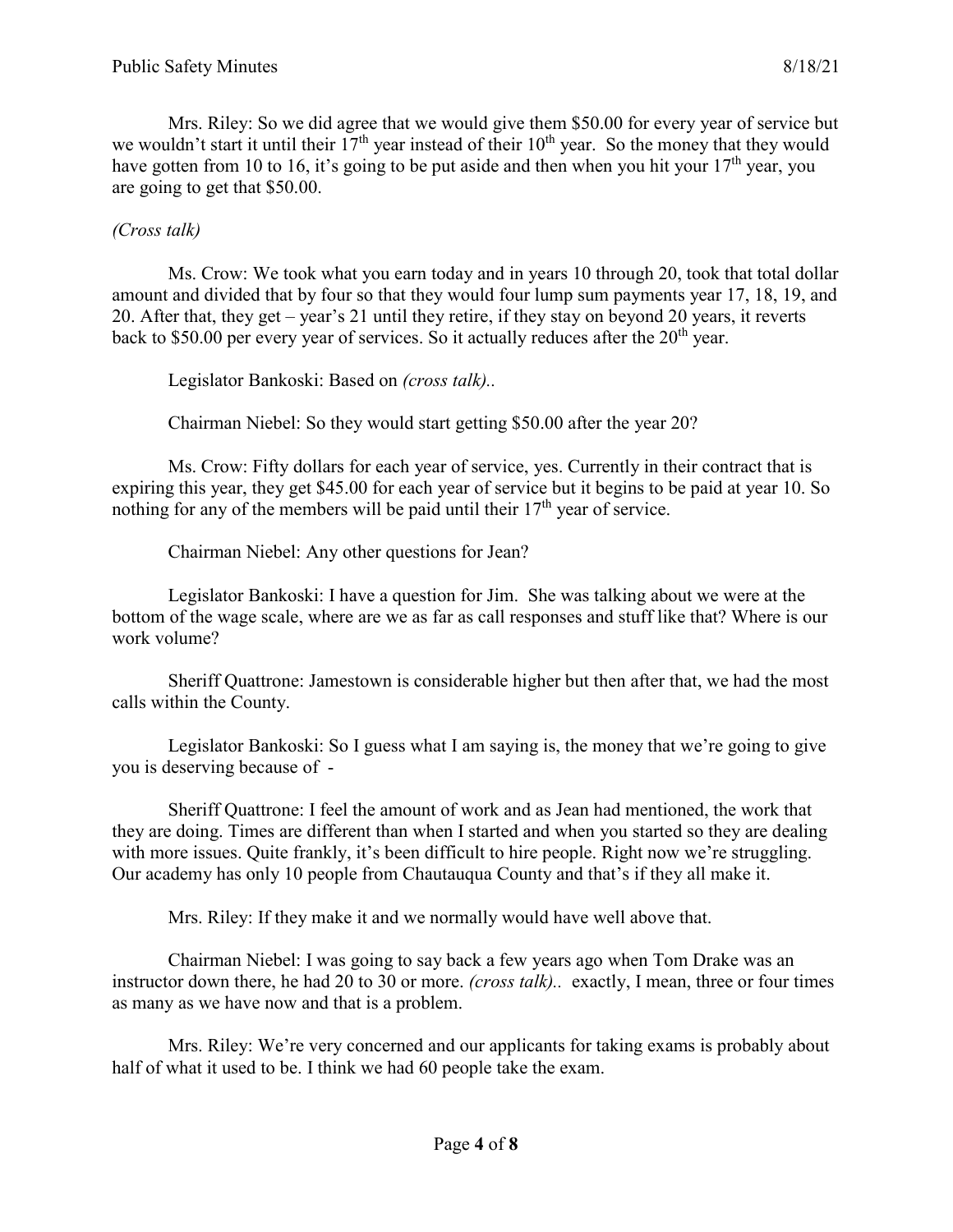Mrs. Riley: So we did agree that we would give them $50.00 for every year of service but we wouldn't start it until their 17th year instead of their 10th year. So the money that they would have gotten from 10 to 16, it's going to be put aside and then when you hit your 17th year, you are going to get that $50.00.

*(Cross talk)*

Ms. Crow: We took what you earn today and in years 10 through 20, took that total dollar amount and divided that by four so that they would four lump sum payments year 17, 18, 19, and 20. After that, they get – year's 21 until they retire, if they stay on beyond 20 years, it reverts back to $50.00 per every year of services. So it actually reduces after the 20th year.

Legislator Bankoski: Based on *(cross talk)..*

Chairman Niebel: So they would start getting $50.00 after the year 20?

Ms. Crow: Fifty dollars for each year of service, yes. Currently in their contract that is expiring this year, they get $45.00 for each year of service but it begins to be paid at year 10. So nothing for any of the members will be paid until their 17th year of service.

Chairman Niebel: Any other questions for Jean?

Legislator Bankoski: I have a question for Jim. She was talking about we were at the bottom of the wage scale, where are we as far as call responses and stuff like that? Where is our work volume?

Sheriff Quattrone: Jamestown is considerable higher but then after that, we had the most calls within the County.

Legislator Bankoski: So I guess what I am saying is, the money that we're going to give you is deserving because of -

Sheriff Quattrone: I feel the amount of work and as Jean had mentioned, the work that they are doing. Times are different than when I started and when you started so they are dealing with more issues. Quite frankly, it's been difficult to hire people. Right now we're struggling. Our academy has only 10 people from Chautauqua County and that's if they all make it.

Mrs. Riley: If they make it and we normally would have well above that.

Chairman Niebel: I was going to say back a few years ago when Tom Drake was an instructor down there, he had 20 to 30 or more. *(cross talk)..* exactly, I mean, three or four times as many as we have now and that is a problem.

Mrs. Riley: We're very concerned and our applicants for taking exams is probably about half of what it used to be. I think we had 60 people take the exam.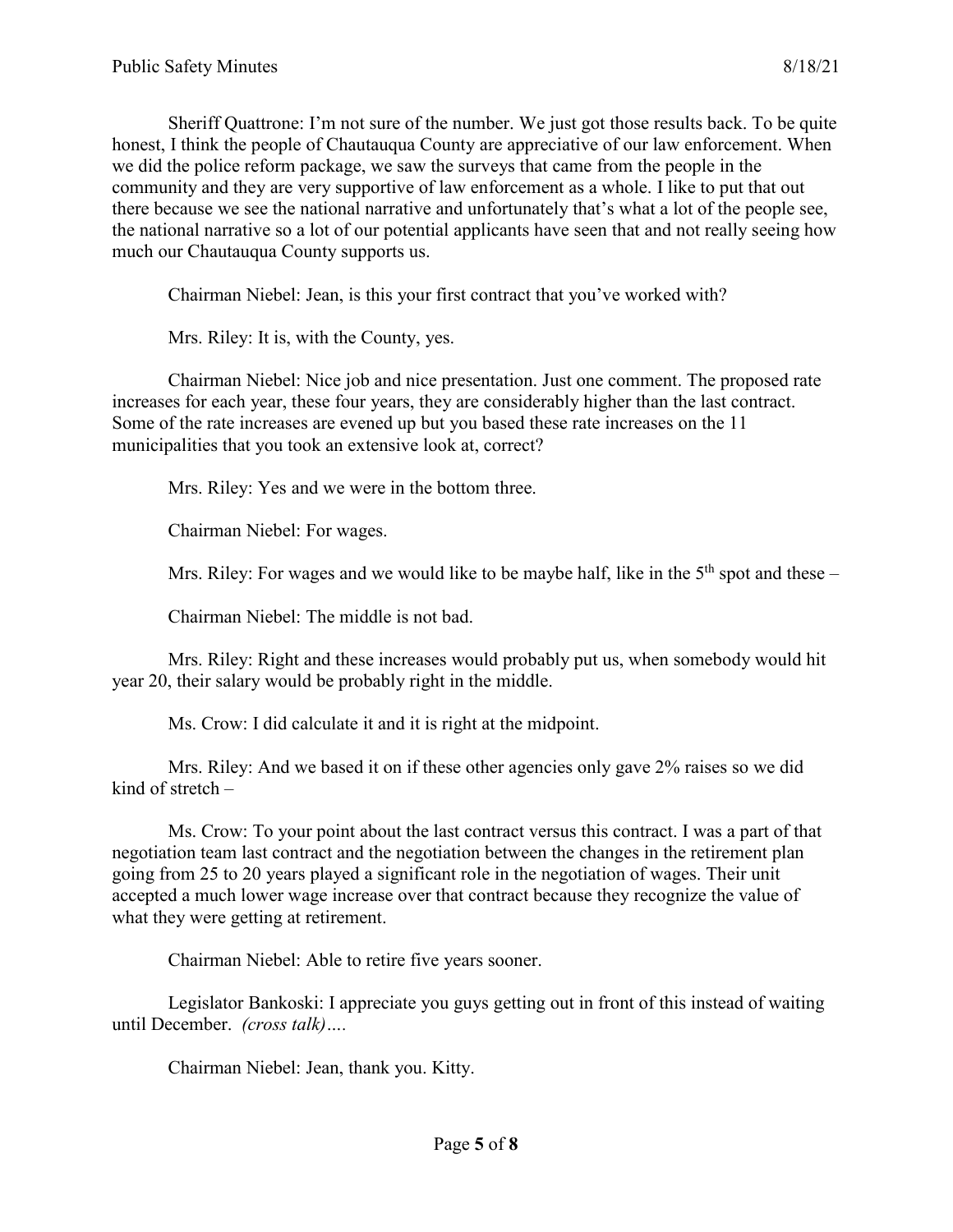Sheriff Quattrone: I'm not sure of the number. We just got those results back. To be quite honest, I think the people of Chautauqua County are appreciative of our law enforcement. When we did the police reform package, we saw the surveys that came from the people in the community and they are very supportive of law enforcement as a whole. I like to put that out there because we see the national narrative and unfortunately that's what a lot of the people see, the national narrative so a lot of our potential applicants have seen that and not really seeing how much our Chautauqua County supports us.

Chairman Niebel: Jean, is this your first contract that you've worked with?

Mrs. Riley: It is, with the County, yes.

Chairman Niebel: Nice job and nice presentation. Just one comment. The proposed rate increases for each year, these four years, they are considerably higher than the last contract. Some of the rate increases are evened up but you based these rate increases on the 11 municipalities that you took an extensive look at, correct?

Mrs. Riley: Yes and we were in the bottom three.

Chairman Niebel: For wages.

Mrs. Riley: For wages and we would like to be maybe half, like in the 5th spot and these –

Chairman Niebel: The middle is not bad.

Mrs. Riley: Right and these increases would probably put us, when somebody would hit year 20, their salary would be probably right in the middle.

Ms. Crow: I did calculate it and it is right at the midpoint.

Mrs. Riley: And we based it on if these other agencies only gave 2% raises so we did kind of stretch –

Ms. Crow: To your point about the last contract versus this contract. I was a part of that negotiation team last contract and the negotiation between the changes in the retirement plan going from 25 to 20 years played a significant role in the negotiation of wages. Their unit accepted a much lower wage increase over that contract because they recognize the value of what they were getting at retirement.

Chairman Niebel: Able to retire five years sooner.

Legislator Bankoski: I appreciate you guys getting out in front of this instead of waiting until December. *(cross talk)….*

Chairman Niebel: Jean, thank you. Kitty.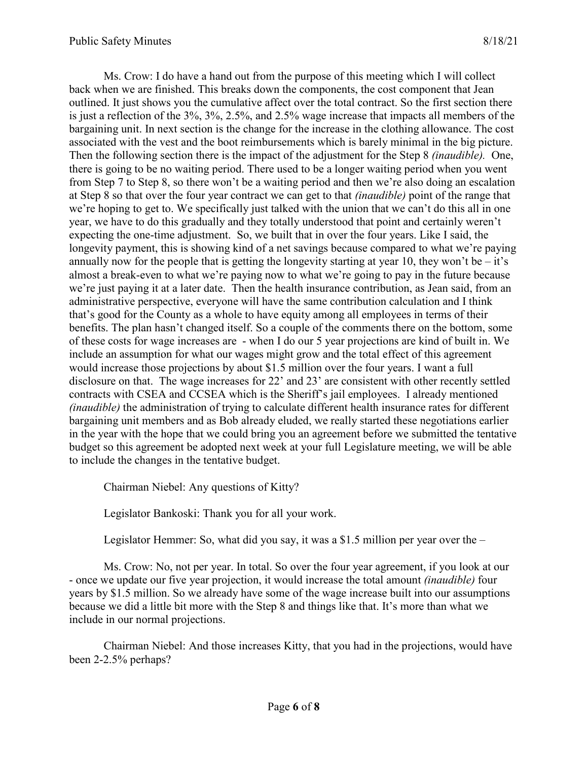Ms. Crow: I do have a hand out from the purpose of this meeting which I will collect back when we are finished. This breaks down the components, the cost component that Jean outlined. It just shows you the cumulative affect over the total contract. So the first section there is just a reflection of the 3%, 3%, 2.5%, and 2.5% wage increase that impacts all members of the bargaining unit. In next section is the change for the increase in the clothing allowance. The cost associated with the vest and the boot reimbursements which is barely minimal in the big picture. Then the following section there is the impact of the adjustment for the Step 8 *(inaudible).* One, there is going to be no waiting period. There used to be a longer waiting period when you went from Step 7 to Step 8, so there won't be a waiting period and then we're also doing an escalation at Step 8 so that over the four year contract we can get to that *(inaudible)* point of the range that we're hoping to get to. We specifically just talked with the union that we can't do this all in one year, we have to do this gradually and they totally understood that point and certainly weren't expecting the one-time adjustment. So, we built that in over the four years. Like I said, the longevity payment, this is showing kind of a net savings because compared to what we're paying annually now for the people that is getting the longevity starting at year 10, they won't be – it's almost a break-even to what we're paying now to what we're going to pay in the future because we're just paying it at a later date. Then the health insurance contribution, as Jean said, from an administrative perspective, everyone will have the same contribution calculation and I think that's good for the County as a whole to have equity among all employees in terms of their benefits. The plan hasn't changed itself. So a couple of the comments there on the bottom, some of these costs for wage increases are - when I do our 5 year projections are kind of built in. We include an assumption for what our wages might grow and the total effect of this agreement would increase those projections by about $1.5 million over the four years. I want a full disclosure on that. The wage increases for 22' and 23' are consistent with other recently settled contracts with CSEA and CCSEA which is the Sheriff's jail employees. I already mentioned *(inaudible)* the administration of trying to calculate different health insurance rates for different bargaining unit members and as Bob already eluded, we really started these negotiations earlier in the year with the hope that we could bring you an agreement before we submitted the tentative budget so this agreement be adopted next week at your full Legislature meeting, we will be able to include the changes in the tentative budget.

Chairman Niebel: Any questions of Kitty?

Legislator Bankoski: Thank you for all your work.

Legislator Hemmer: So, what did you say, it was a $1.5 million per year over the –

Ms. Crow: No, not per year. In total. So over the four year agreement, if you look at our - once we update our five year projection, it would increase the total amount *(inaudible)* four years by $1.5 million. So we already have some of the wage increase built into our assumptions because we did a little bit more with the Step 8 and things like that. It's more than what we include in our normal projections.

Chairman Niebel: And those increases Kitty, that you had in the projections, would have been 2-2.5% perhaps?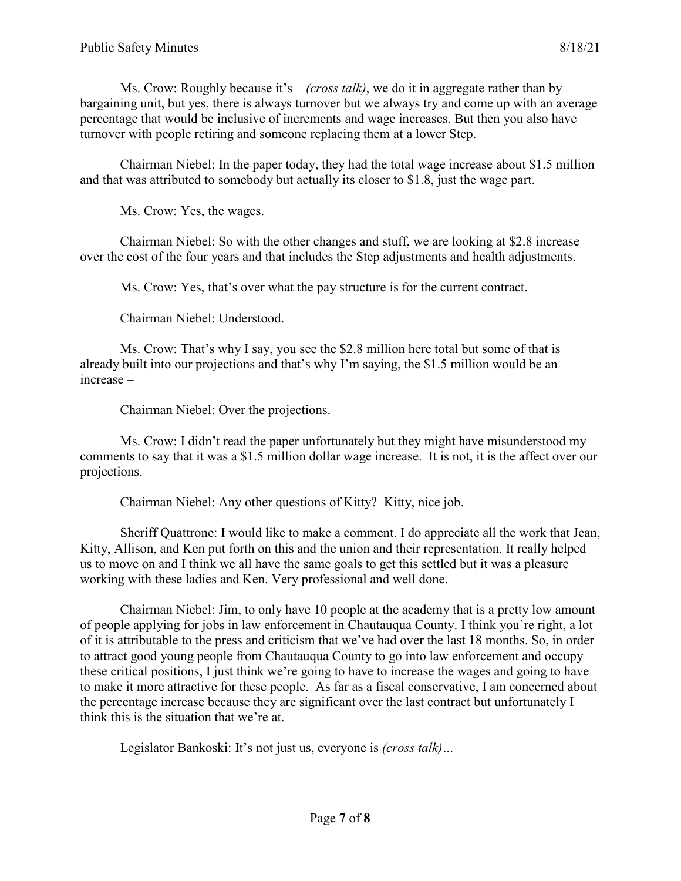Ms. Crow: Roughly because it's – *(cross talk)*, we do it in aggregate rather than by bargaining unit, but yes, there is always turnover but we always try and come up with an average percentage that would be inclusive of increments and wage increases. But then you also have turnover with people retiring and someone replacing them at a lower Step.

Chairman Niebel: In the paper today, they had the total wage increase about $1.5 million and that was attributed to somebody but actually its closer to $1.8, just the wage part.

Ms. Crow: Yes, the wages.

Chairman Niebel: So with the other changes and stuff, we are looking at $2.8 increase over the cost of the four years and that includes the Step adjustments and health adjustments.

Ms. Crow: Yes, that's over what the pay structure is for the current contract.

Chairman Niebel: Understood.

Ms. Crow: That's why I say, you see the $2.8 million here total but some of that is already built into our projections and that's why I'm saying, the $1.5 million would be an increase –

Chairman Niebel: Over the projections.

Ms. Crow: I didn't read the paper unfortunately but they might have misunderstood my comments to say that it was a $1.5 million dollar wage increase. It is not, it is the affect over our projections.

Chairman Niebel: Any other questions of Kitty? Kitty, nice job.

Sheriff Quattrone: I would like to make a comment. I do appreciate all the work that Jean, Kitty, Allison, and Ken put forth on this and the union and their representation. It really helped us to move on and I think we all have the same goals to get this settled but it was a pleasure working with these ladies and Ken. Very professional and well done.

Chairman Niebel: Jim, to only have 10 people at the academy that is a pretty low amount of people applying for jobs in law enforcement in Chautauqua County. I think you're right, a lot of it is attributable to the press and criticism that we've had over the last 18 months. So, in order to attract good young people from Chautauqua County to go into law enforcement and occupy these critical positions, I just think we're going to have to increase the wages and going to have to make it more attractive for these people. As far as a fiscal conservative, I am concerned about the percentage increase because they are significant over the last contract but unfortunately I think this is the situation that we're at.

Legislator Bankoski: It's not just us, everyone is *(cross talk)*…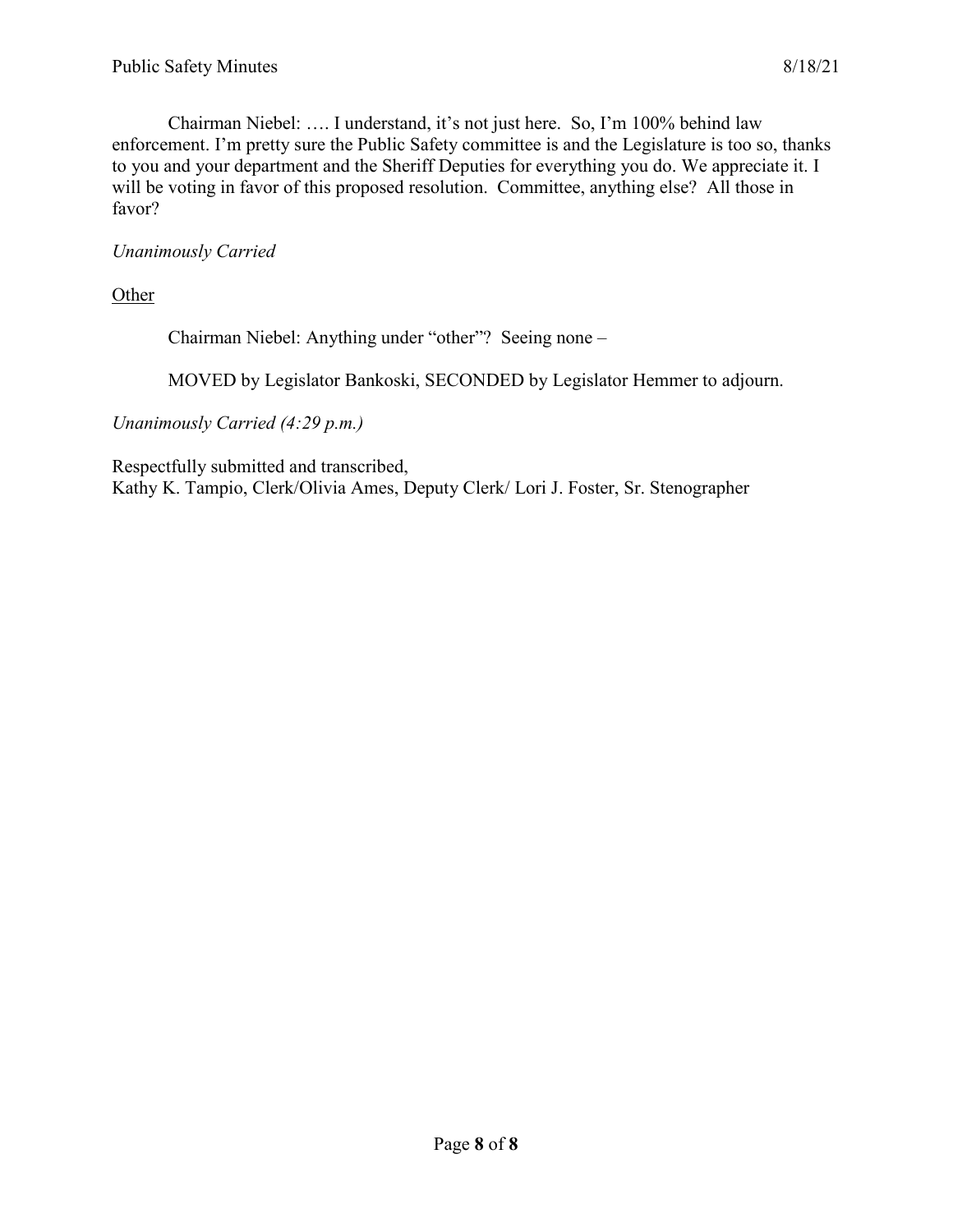Chairman Niebel: …. I understand, it's not just here. So, I'm 100% behind law enforcement. I'm pretty sure the Public Safety committee is and the Legislature is too so, thanks to you and your department and the Sheriff Deputies for everything you do. We appreciate it. I will be voting in favor of this proposed resolution. Committee, anything else? All those in favor?

*Unanimously Carried*

Other

Chairman Niebel: Anything under "other"? Seeing none –

MOVED by Legislator Bankoski, SECONDED by Legislator Hemmer to adjourn.

*Unanimously Carried (4:29 p.m.)*

Respectfully submitted and transcribed,
Kathy K. Tampio, Clerk/Olivia Ames, Deputy Clerk/ Lori J. Foster, Sr. Stenographer